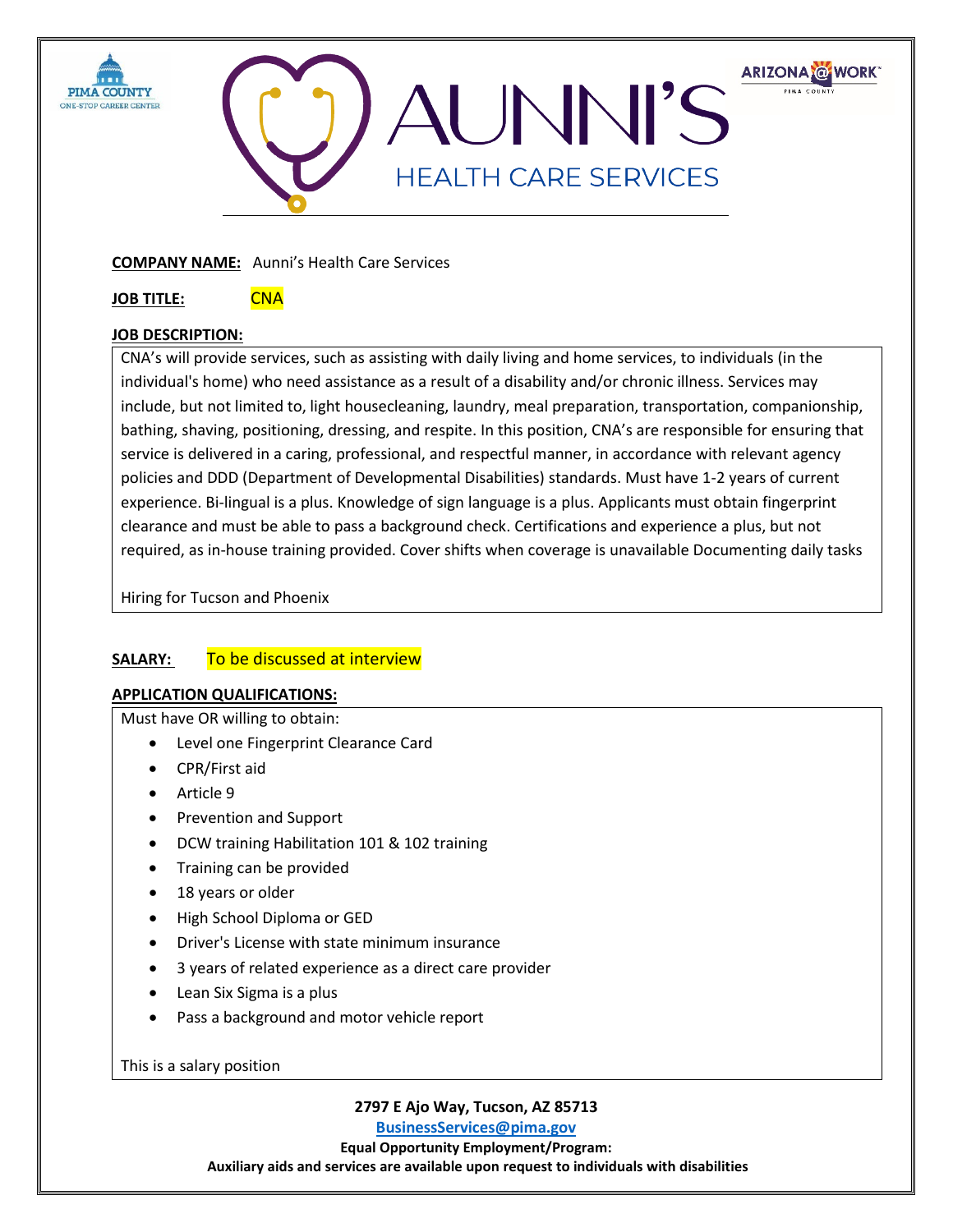PIMA COUNTY ONE-STOP CAREER CENTER

# AUNNI'S HEALTH CARE SERVICES

ARIZONA@WORK PIMA COUNTY

**COMPANY NAME:** Aunni's Health Care Services

**JOB TITLE:** CNA

**JOB DESCRIPTION:**

CNA's will provide services, such as assisting with daily living and home services, to individuals (in the individual's home) who need assistance as a result of a disability and/or chronic illness. Services may include, but not limited to, light housecleaning, laundry, meal preparation, transportation, companionship, bathing, shaving, positioning, dressing, and respite. In this position, CNA's are responsible for ensuring that service is delivered in a caring, professional, and respectful manner, in accordance with relevant agency policies and DDD (Department of Developmental Disabilities) standards. Must have 1-2 years of current experience. Bi-lingual is a plus. Knowledge of sign language is a plus. Applicants must obtain fingerprint clearance and must be able to pass a background check. Certifications and experience a plus, but not required, as in-house training provided. Cover shifts when coverage is unavailable Documenting daily tasks

Hiring for Tucson and Phoenix

**SALARY:** To be discussed at interview

**APPLICATION QUALIFICATIONS:**

Must have OR willing to obtain:

- Level one Fingerprint Clearance Card
- CPR/First aid
- Article 9
- Prevention and Support
- DCW training Habilitation 101 & 102 training
- Training can be provided
- 18 years or older
- High School Diploma or GED
- Driver's License with state minimum insurance
- 3 years of related experience as a direct care provider
- Lean Six Sigma is a plus
- Pass a background and motor vehicle report

This is a salary position

**2797 E Ajo Way, Tucson, AZ 85713**

**BusinessServices@pima.gov**

**Equal Opportunity Employment/Program:**

**Auxiliary aids and services are available upon request to individuals with disabilities**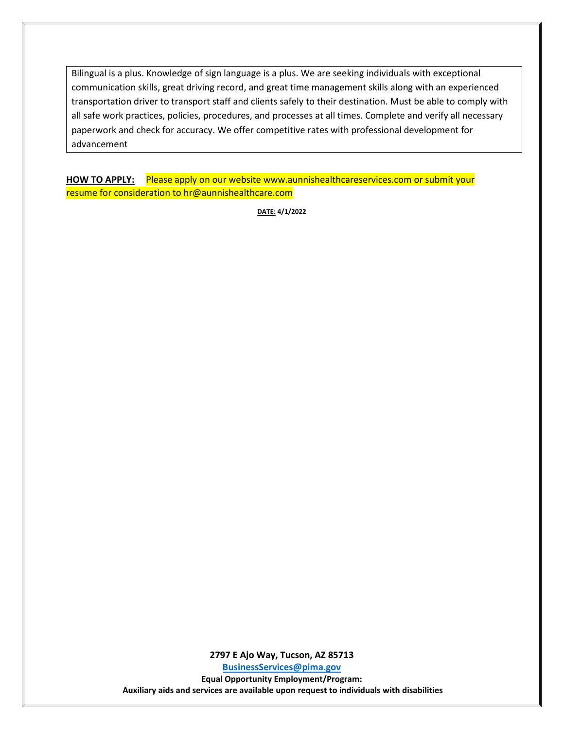Bilingual is a plus. Knowledge of sign language is a plus. We are seeking individuals with exceptional communication skills, great driving record, and great time management skills along with an experienced transportation driver to transport staff and clients safely to their destination. Must be able to comply with all safe work practices, policies, procedures, and processes at all times. Complete and verify all necessary paperwork and check for accuracy. We offer competitive rates with professional development for advancement

**HOW TO APPLY:** Please apply on our website www.aunnishealthcareservices.com or submit your resume for consideration to hr@aunnishealthcare.com

**DATE: 4/1/2022**

**2797 E Ajo Way, Tucson, AZ 85713**

**BusinessServices@pima.gov**

**Equal Opportunity Employment/Program:**

**Auxiliary aids and services are available upon request to individuals with disabilities**